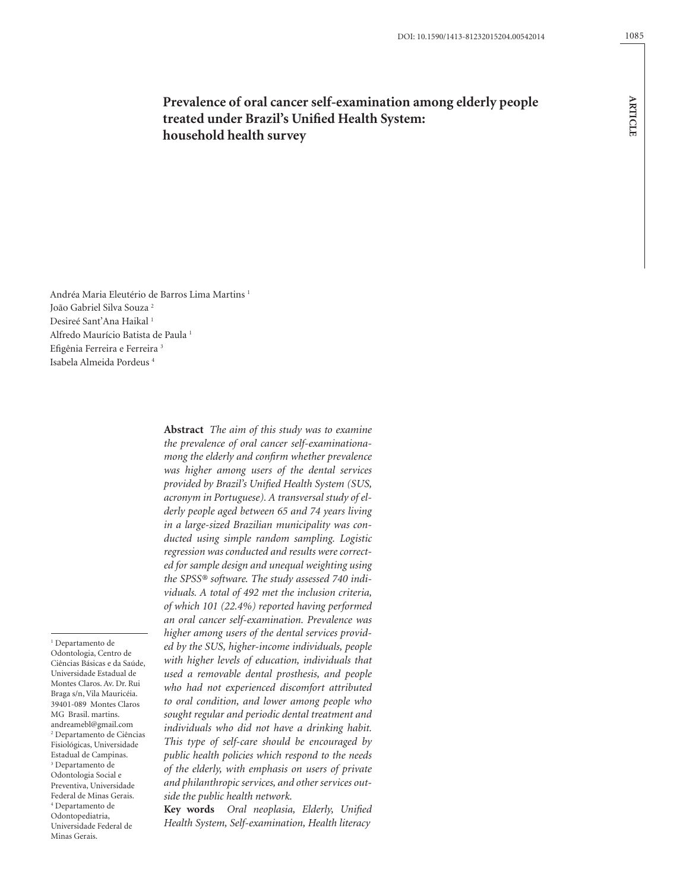# Prevalence of oral cancer self-examination among elderly people treated under Brazil's Unified Health System: household health survey

Andréa Maria Eleutério de Barros Lima Martins [1]
João Gabriel Silva Souza [2]
Desireé Sant'Ana Haikal [1]
Alfredo Maurício Batista de Paula [1]
Efigênia Ferreira e Ferreira [3]
Isabela Almeida Pordeus [4]

**Abstract** *The aim of this study was to examine the prevalence of oral cancer self-examinationamong the elderly and confirm whether prevalence was higher among users of the dental services provided by Brazil's Unified Health System (SUS, acronym in Portuguese). A transversal study of elderly people aged between 65 and 74 years living in a large-sized Brazilian municipality was conducted using simple random sampling. Logistic regression was conducted and results were corrected for sample design and unequal weighting using the SPSS® software. The study assessed 740 individuals. A total of 492 met the inclusion criteria, of which 101 (22.4%) reported having performed an oral cancer self-examination. Prevalence was higher among users of the dental services provided by the SUS, higher-income individuals, people with higher levels of education, individuals that used a removable dental prosthesis, and people who had not experienced discomfort attributed to oral condition, and lower among people who sought regular and periodic dental treatment and individuals who did not have a drinking habit. This type of self-care should be encouraged by public health policies which respond to the needs of the elderly, with emphasis on users of private and philanthropic services, and other services outside the public health network.*

**Key words** *Oral neoplasia, Elderly, Unified Health System, Self-examination, Health literacy*

[1] Departamento de Odontologia, Centro de Ciências Básicas e da Saúde, Universidade Estadual de Montes Claros. Av. Dr. Rui Braga s/n, Vila Mauricéia. 39401-089 Montes Claros MG Brasil. martins.andreamebl@gmail.com
[2] Departamento de Ciências Fisiológicas, Universidade Estadual de Campinas.
[3] Departamento de Odontologia Social e Preventiva, Universidade Federal de Minas Gerais.
[4] Departamento de Odontopediatria, Universidade Federal de Minas Gerais.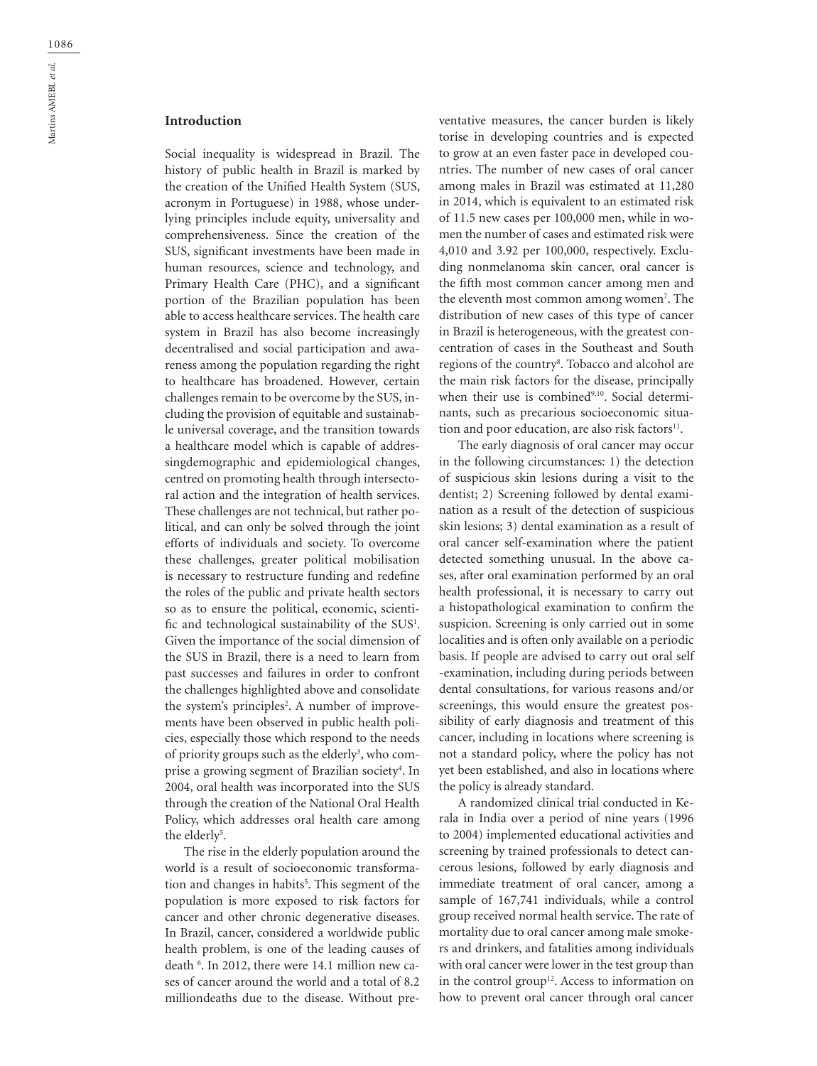## Introduction

Social inequality is widespread in Brazil. The history of public health in Brazil is marked by the creation of the Unified Health System (SUS, acronym in Portuguese) in 1988, whose underlying principles include equity, universality and comprehensiveness. Since the creation of the SUS, significant investments have been made in human resources, science and technology, and Primary Health Care (PHC), and a significant portion of the Brazilian population has been able to access healthcare services. The health care system in Brazil has also become increasingly decentralised and social participation and awareness among the population regarding the right to healthcare has broadened. However, certain challenges remain to be overcome by the SUS, including the provision of equitable and sustainable universal coverage, and the transition towards a healthcare model which is capable of addressingdemographic and epidemiological changes, centred on promoting health through intersectoral action and the integration of health services. These challenges are not technical, but rather political, and can only be solved through the joint efforts of individuals and society. To overcome these challenges, greater political mobilisation is necessary to restructure funding and redefine the roles of the public and private health sectors so as to ensure the political, economic, scientific and technological sustainability of the SUS[1]. Given the importance of the social dimension of the SUS in Brazil, there is a need to learn from past successes and failures in order to confront the challenges highlighted above and consolidate the system's principles[2]. A number of improvements have been observed in public health policies, especially those which respond to the needs of priority groups such as the elderly[3], who comprise a growing segment of Brazilian society[4]. In 2004, oral health was incorporated into the SUS through the creation of the National Oral Health Policy, which addresses oral health care among the elderly[5].

The rise in the elderly population around the world is a result of socioeconomic transformation and changes in habits[5]. This segment of the population is more exposed to risk factors for cancer and other chronic degenerative diseases. In Brazil, cancer, considered a worldwide public health problem, is one of the leading causes of death [6]. In 2012, there were 14.1 million new cases of cancer around the world and a total of 8.2 milliondeaths due to the disease. Without preventative measures, the cancer burden is likely torise in developing countries and is expected to grow at an even faster pace in developed countries. The number of new cases of oral cancer among males in Brazil was estimated at 11,280 in 2014, which is equivalent to an estimated risk of 11.5 new cases per 100,000 men, while in women the number of cases and estimated risk were 4,010 and 3.92 per 100,000, respectively. Excluding nonmelanoma skin cancer, oral cancer is the fifth most common cancer among men and the eleventh most common among women[7]. The distribution of new cases of this type of cancer in Brazil is heterogeneous, with the greatest concentration of cases in the Southeast and South regions of the country[8]. Tobacco and alcohol are the main risk factors for the disease, principally when their use is combined[9,10]. Social determinants, such as precarious socioeconomic situation and poor education, are also risk factors[11].

The early diagnosis of oral cancer may occur in the following circumstances: 1) the detection of suspicious skin lesions during a visit to the dentist; 2) Screening followed by dental examination as a result of the detection of suspicious skin lesions; 3) dental examination as a result of oral cancer self-examination where the patient detected something unusual. In the above cases, after oral examination performed by an oral health professional, it is necessary to carry out a histopathological examination to confirm the suspicion. Screening is only carried out in some localities and is often only available on a periodic basis. If people are advised to carry out oral self -examination, including during periods between dental consultations, for various reasons and/or screenings, this would ensure the greatest possibility of early diagnosis and treatment of this cancer, including in locations where screening is not a standard policy, where the policy has not yet been established, and also in locations where the policy is already standard.

A randomized clinical trial conducted in Kerala in India over a period of nine years (1996 to 2004) implemented educational activities and screening by trained professionals to detect cancerous lesions, followed by early diagnosis and immediate treatment of oral cancer, among a sample of 167,741 individuals, while a control group received normal health service. The rate of mortality due to oral cancer among male smokers and drinkers, and fatalities among individuals with oral cancer were lower in the test group than in the control group[12]. Access to information on how to prevent oral cancer through oral cancer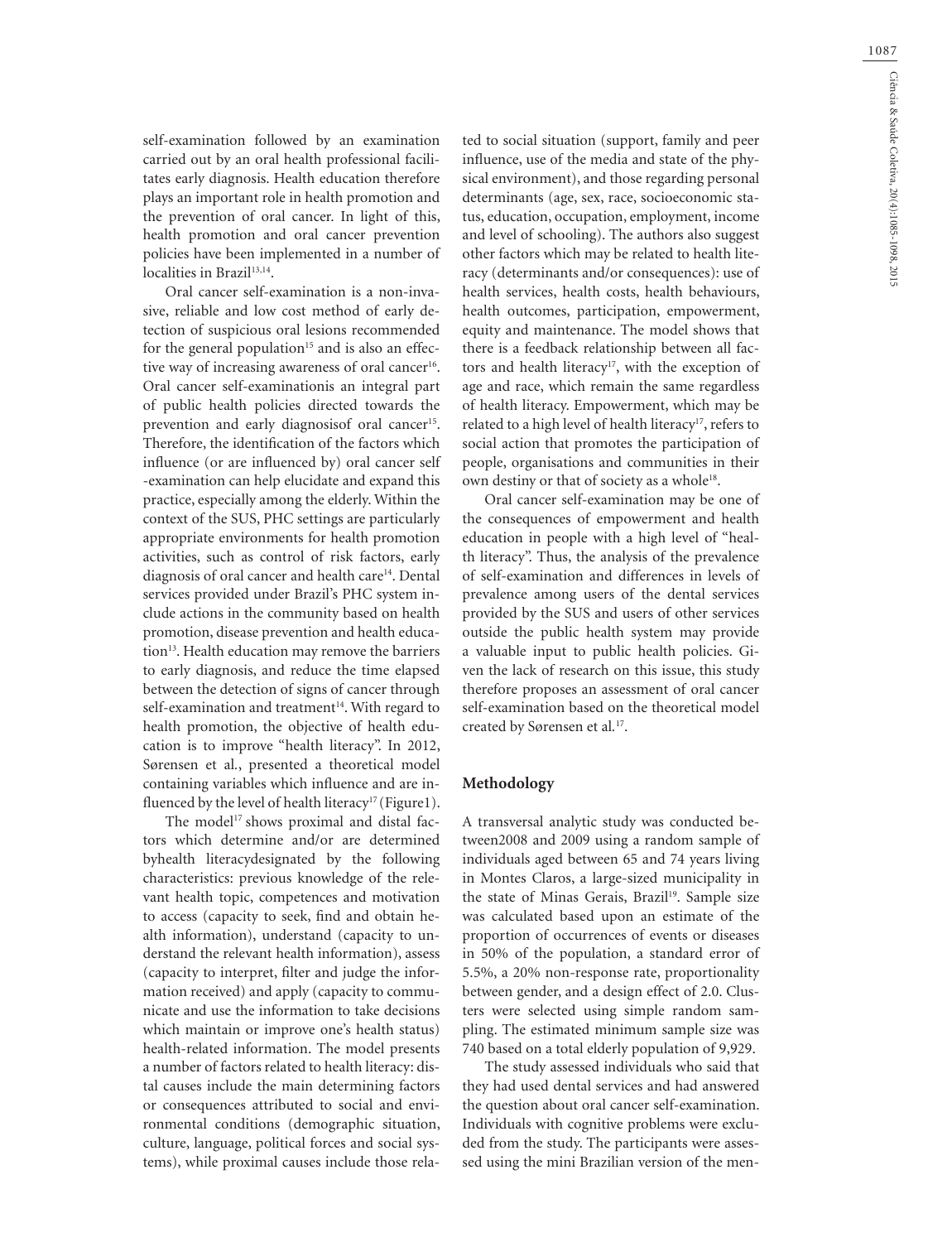self-examination followed by an examination carried out by an oral health professional facilitates early diagnosis. Health education therefore plays an important role in health promotion and the prevention of oral cancer. In light of this, health promotion and oral cancer prevention policies have been implemented in a number of localities in Brazil[13,14].

Oral cancer self-examination is a non-invasive, reliable and low cost method of early detection of suspicious oral lesions recommended for the general population[15] and is also an effective way of increasing awareness of oral cancer[16]. Oral cancer self-examinationis an integral part of public health policies directed towards the prevention and early diagnosisof oral cancer[15]. Therefore, the identification of the factors which influence (or are influenced by) oral cancer self-examination can help elucidate and expand this practice, especially among the elderly. Within the context of the SUS, PHC settings are particularly appropriate environments for health promotion activities, such as control of risk factors, early diagnosis of oral cancer and health care[14]. Dental services provided under Brazil's PHC system include actions in the community based on health promotion, disease prevention and health education[13]. Health education may remove the barriers to early diagnosis, and reduce the time elapsed between the detection of signs of cancer through self-examination and treatment[14]. With regard to health promotion, the objective of health education is to improve "health literacy". In 2012, Sørensen et al*.*, presented a theoretical model containing variables which influence and are influenced by the level of health literacy[17] (Figure1).

The model[17] shows proximal and distal factors which determine and/or are determined byhealth literacydesignated by the following characteristics: previous knowledge of the relevant health topic, competences and motivation to access (capacity to seek, find and obtain health information), understand (capacity to understand the relevant health information), assess (capacity to interpret, filter and judge the information received) and apply (capacity to communicate and use the information to take decisions which maintain or improve one's health status) health-related information. The model presents a number of factors related to health literacy: distal causes include the main determining factors or consequences attributed to social and environmental conditions (demographic situation, culture, language, political forces and social systems), while proximal causes include those related to social situation (support, family and peer influence, use of the media and state of the physical environment), and those regarding personal determinants (age, sex, race, socioeconomic status, education, occupation, employment, income and level of schooling). The authors also suggest other factors which may be related to health literacy (determinants and/or consequences): use of health services, health costs, health behaviours, health outcomes, participation, empowerment, equity and maintenance. The model shows that there is a feedback relationship between all factors and health literacy[17], with the exception of age and race, which remain the same regardless of health literacy. Empowerment, which may be related to a high level of health literacy[17], refers to social action that promotes the participation of people, organisations and communities in their own destiny or that of society as a whole[18].

Oral cancer self-examination may be one of the consequences of empowerment and health education in people with a high level of "health literacy". Thus, the analysis of the prevalence of self-examination and differences in levels of prevalence among users of the dental services provided by the SUS and users of other services outside the public health system may provide a valuable input to public health policies. Given the lack of research on this issue, this study therefore proposes an assessment of oral cancer self-examination based on the theoretical model created by Sørensen et al*.*[17].

## Methodology

A transversal analytic study was conducted between2008 and 2009 using a random sample of individuals aged between 65 and 74 years living in Montes Claros, a large-sized municipality in the state of Minas Gerais, Brazil[19]. Sample size was calculated based upon an estimate of the proportion of occurrences of events or diseases in 50% of the population, a standard error of 5.5%, a 20% non-response rate, proportionality between gender, and a design effect of 2.0. Clusters were selected using simple random sampling. The estimated minimum sample size was 740 based on a total elderly population of 9,929.

The study assessed individuals who said that they had used dental services and had answered the question about oral cancer self-examination. Individuals with cognitive problems were excluded from the study. The participants were assessed using the mini Brazilian version of the men-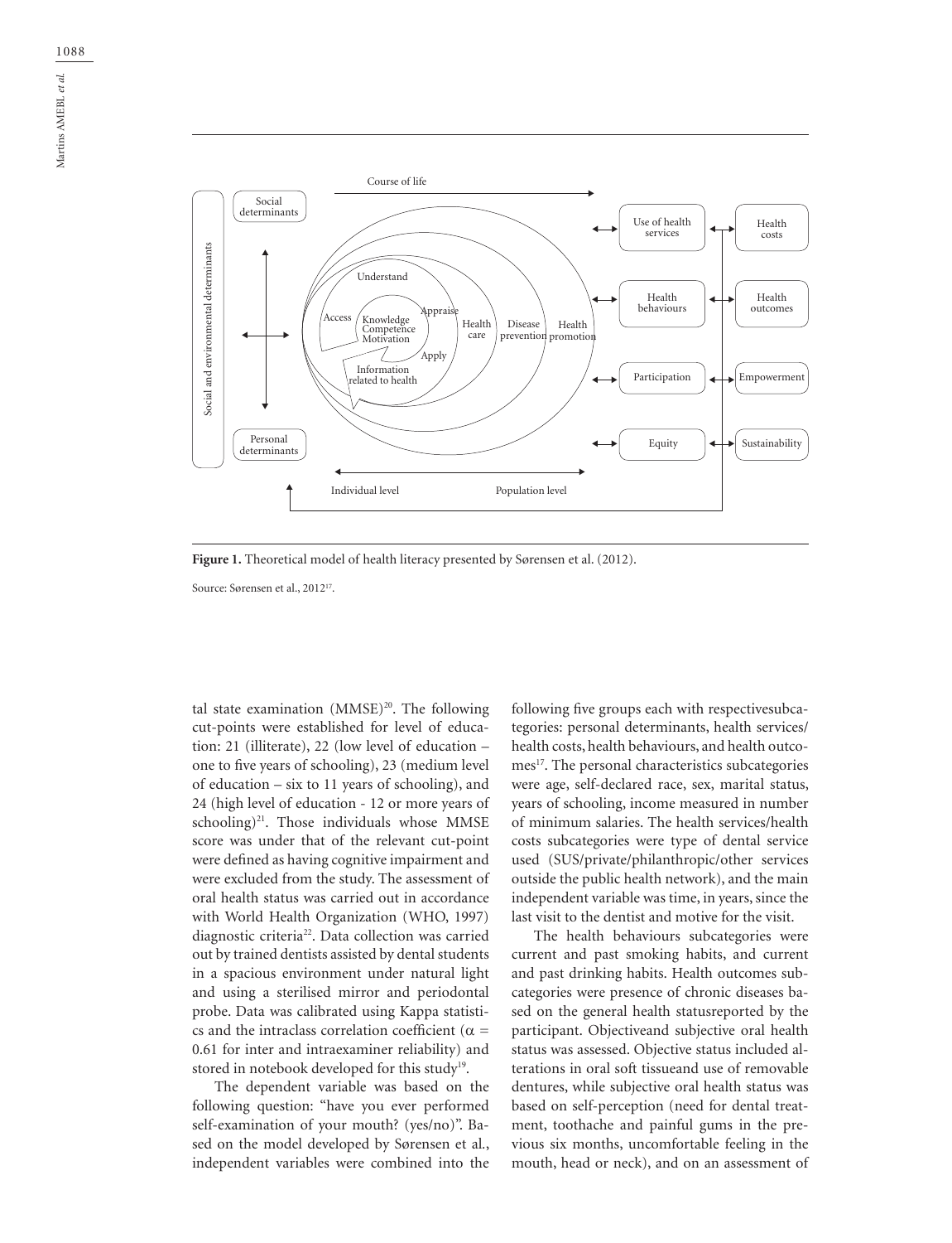**Figure 1.** Theoretical model of health literacy presented by Sørensen et al. (2012).

Source: Sørensen et al., 2012[17].

tal state examination (MMSE)[20]. The following cut-points were established for level of education: 21 (illiterate), 22 (low level of education – one to five years of schooling), 23 (medium level of education – six to 11 years of schooling), and 24 (high level of education - 12 or more years of schooling)[21]. Those individuals whose MMSE score was under that of the relevant cut-point were defined as having cognitive impairment and were excluded from the study. The assessment of oral health status was carried out in accordance with World Health Organization (WHO, 1997) diagnostic criteria[22]. Data collection was carried out by trained dentists assisted by dental students in a spacious environment under natural light and using a sterilised mirror and periodontal probe. Data was calibrated using Kappa statistics and the intraclass correlation coefficient ($\alpha$ = 0.61 for inter and intraexaminer reliability) and stored in notebook developed for this study[19].

The dependent variable was based on the following question: "have you ever performed self-examination of your mouth? (yes/no)". Based on the model developed by Sørensen et al., independent variables were combined into the following five groups each with respectivesubcategories: personal determinants, health services/health costs, health behaviours, and health outcomes[17]. The personal characteristics subcategories were age, self-declared race, sex, marital status, years of schooling, income measured in number of minimum salaries. The health services/health costs subcategories were type of dental service used (SUS/private/philanthropic/other services outside the public health network), and the main independent variable was time, in years, since the last visit to the dentist and motive for the visit.

The health behaviours subcategories were current and past smoking habits, and current and past drinking habits. Health outcomes subcategories were presence of chronic diseases based on the general health statusreported by the participant. Objectiveand subjective oral health status was assessed. Objective status included alterations in oral soft tissueand use of removable dentures, while subjective oral health status was based on self-perception (need for dental treatment, toothache and painful gums in the previous six months, uncomfortable feeling in the mouth, head or neck), and on an assessment of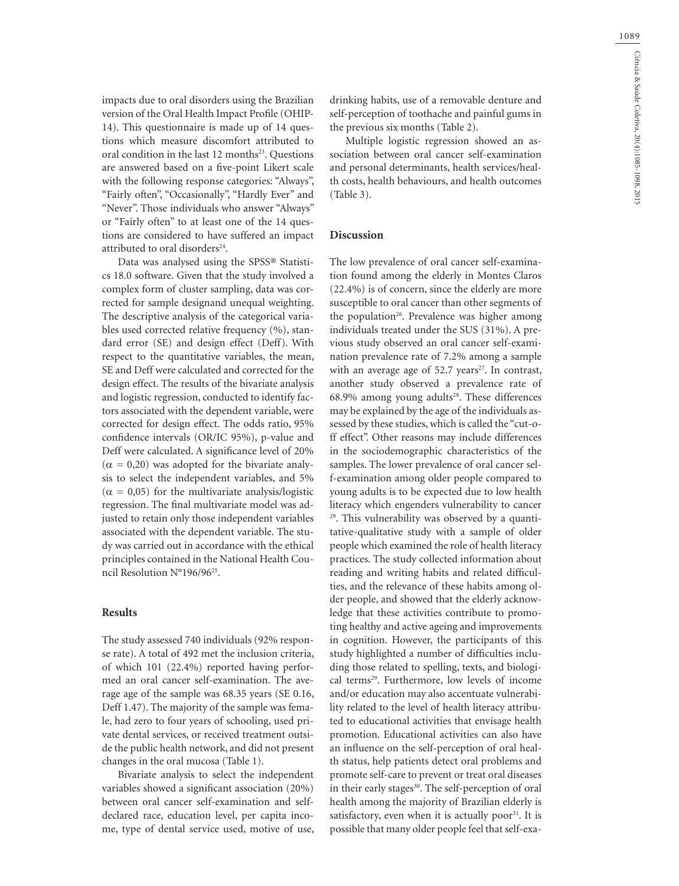impacts due to oral disorders using the Brazilian version of the Oral Health Impact Profile (OHIP-14). This questionnaire is made up of 14 questions which measure discomfort attributed to oral condition in the last 12 months[23]. Questions are answered based on a five-point Likert scale with the following response categories: "Always", "Fairly often", "Occasionally", "Hardly Ever" and "Never". Those individuals who answer "Always" or "Fairly often" to at least one of the 14 questions are considered to have suffered an impact attributed to oral disorders[24].

Data was analysed using the SPSS® Statistics 18.0 software. Given that the study involved a complex form of cluster sampling, data was corrected for sample designand unequal weighting. The descriptive analysis of the categorical variables used corrected relative frequency (%), standard error (SE) and design effect (Deff). With respect to the quantitative variables, the mean, SE and Deff were calculated and corrected for the design effect. The results of the bivariate analysis and logistic regression, conducted to identify factors associated with the dependent variable, were corrected for design effect. The odds ratio, 95% confidence intervals (OR/IC 95%), p-value and Deff were calculated. A significance level of 20% ($\alpha$ = 0,20) was adopted for the bivariate analysis to select the independent variables, and 5% ($\alpha$ = 0,05) for the multivariate analysis/logistic regression. The final multivariate model was adjusted to retain only those independent variables associated with the dependent variable. The study was carried out in accordance with the ethical principles contained in the National Health Council Resolution N°196/96[25].

## Results

The study assessed 740 individuals (92% response rate). A total of 492 met the inclusion criteria, of which 101 (22.4%) reported having performed an oral cancer self-examination. The average age of the sample was 68.35 years (SE 0.16, Deff 1.47). The majority of the sample was female, had zero to four years of schooling, used private dental services, or received treatment outside the public health network, and did not present changes in the oral mucosa (Table 1).

Bivariate analysis to select the independent variables showed a significant association (20%) between oral cancer self-examination and self-declared race, education level, per capita income, type of dental service used, motive of use, drinking habits, use of a removable denture and self-perception of toothache and painful gums in the previous six months (Table 2).

Multiple logistic regression showed an association between oral cancer self-examination and personal determinants, health services/health costs, health behaviours, and health outcomes (Table 3).

## Discussion

The low prevalence of oral cancer self-examination found among the elderly in Montes Claros (22.4%) is of concern, since the elderly are more susceptible to oral cancer than other segments of the population[26]. Prevalence was higher among individuals treated under the SUS (31%). A previous study observed an oral cancer self-examination prevalence rate of 7.2% among a sample with an average age of 52.7 years[27]. In contrast, another study observed a prevalence rate of 68.9% among young adults[28]. These differences may be explained by the age of the individuals assessed by these studies, which is called the "cut-off effect". Other reasons may include differences in the sociodemographic characteristics of the samples. The lower prevalence of oral cancer self-examination among older people compared to young adults is to be expected due to low health literacy which engenders vulnerability to cancer [29]. This vulnerability was observed by a quantitative-qualitative study with a sample of older people which examined the role of health literacy practices. The study collected information about reading and writing habits and related difficulties, and the relevance of these habits among older people, and showed that the elderly acknowledge that these activities contribute to promoting healthy and active ageing and improvements in cognition. However, the participants of this study highlighted a number of difficulties including those related to spelling, texts, and biological terms[29]. Furthermore, low levels of income and/or education may also accentuate vulnerability related to the level of health literacy attributed to educational activities that envisage health promotion. Educational activities can also have an influence on the self-perception of oral health status, help patients detect oral problems and promote self-care to prevent or treat oral diseases in their early stages[30]. The self-perception of oral health among the majority of Brazilian elderly is satisfactory, even when it is actually poor[31]. It is possible that many older people feel that self-exa-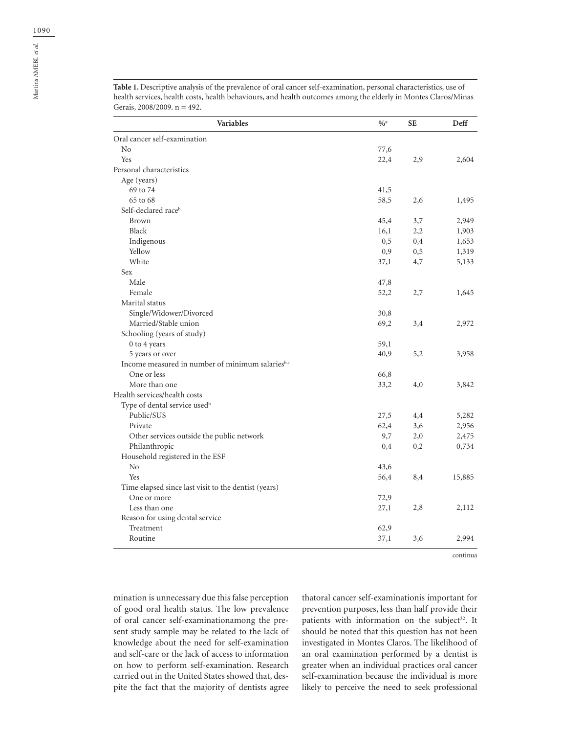**Table 1.** Descriptive analysis of the prevalence of oral cancer self-examination, personal characteristics, use of health services, health costs, health behaviours, and health outcomes among the elderly in Montes Claros/Minas Gerais, 2008/2009. n = 492.

| Variables | %[a] | SE | Deff |
|---|---|---|---|
| Oral cancer self-examination | | | |
| No | 77,6 | | |
| Yes | 22,4 | 2,9 | 2,604 |
| Personal characteristics | | | |
| Age (years) | | | |
| 69 to 74 | 41,5 | | |
| 65 to 68 | 58,5 | 2,6 | 1,495 |
| Self-declared race[b] | | | |
| Brown | 45,4 | 3,7 | 2,949 |
| Black | 16,1 | 2,2 | 1,903 |
| Indigenous | 0,5 | 0,4 | 1,653 |
| Yellow | 0,9 | 0,5 | 1,319 |
| White | 37,1 | 4,7 | 5,133 |
| Sex | | | |
| Male | 47,8 | | |
| Female | 52,2 | 2,7 | 1,645 |
| Marital status | | | |
| Single/Widower/Divorced | 30,8 | | |
| Married/Stable union | 69,2 | 3,4 | 2,972 |
| Schooling (years of study) | | | |
| 0 to 4 years | 59,1 | | |
| 5 years or over | 40,9 | 5,2 | 3,958 |
| Income measured in number of minimum salaries[b,c] | | | |
| One or less | 66,8 | | |
| More than one | 33,2 | 4,0 | 3,842 |
| Health services/health costs | | | |
| Type of dental service used[b] | | | |
| Public/SUS | 27,5 | 4,4 | 5,282 |
| Private | 62,4 | 3,6 | 2,956 |
| Other services outside the public network | 9,7 | 2,0 | 2,475 |
| Philanthropic | 0,4 | 0,2 | 0,734 |
| Household registered in the ESF | | | |
| No | 43,6 | | |
| Yes | 56,4 | 8,4 | 15,885 |
| Time elapsed since last visit to the dentist (years) | | | |
| One or more | 72,9 | | |
| Less than one | 27,1 | 2,8 | 2,112 |
| Reason for using dental service | | | |
| Treatment | 62,9 | | |
| Routine | 37,1 | 3,6 | 2,994 |

continua

mination is unnecessary due this false perception of good oral health status. The low prevalence of oral cancer self-examinationamong the present study sample may be related to the lack of knowledge about the need for self-examination and self-care or the lack of access to information on how to perform self-examination. Research carried out in the United States showed that, despite the fact that the majority of dentists agree thatoral cancer self-examinationis important for prevention purposes, less than half provide their patients with information on the subject[32]. It should be noted that this question has not been investigated in Montes Claros. The likelihood of an oral examination performed by a dentist is greater when an individual practices oral cancer self-examination because the individual is more likely to perceive the need to seek professional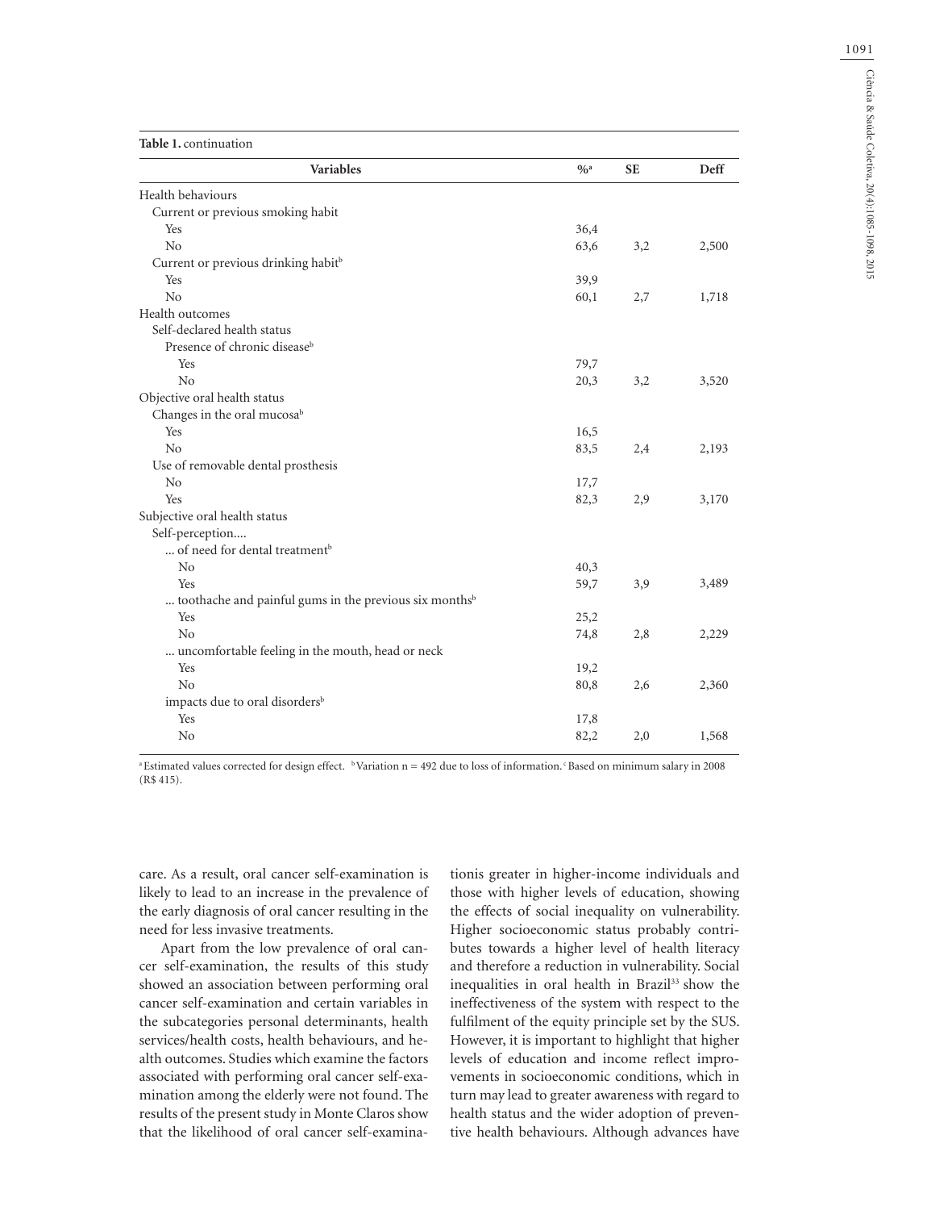**Table 1.** continuation

| Variables | %[a] | SE | Deff |
|---|---|---|---|
| Health behaviours | | | |
| Current or previous smoking habit | | | |
| Yes | 36,4 | | |
| No | 63,6 | 3,2 | 2,500 |
| Current or previous drinking habit[b] | | | |
| Yes | 39,9 | | |
| No | 60,1 | 2,7 | 1,718 |
| Health outcomes | | | |
| Self-declared health status | | | |
| Presence of chronic disease[b] | | | |
| Yes | 79,7 | | |
| No | 20,3 | 3,2 | 3,520 |
| Objective oral health status | | | |
| Changes in the oral mucosa[b] | | | |
| Yes | 16,5 | | |
| No | 83,5 | 2,4 | 2,193 |
| Use of removable dental prosthesis | | | |
| No | 17,7 | | |
| Yes | 82,3 | 2,9 | 3,170 |
| Subjective oral health status | | | |
| Self-perception.... | | | |
| ... of need for dental treatment[b] | | | |
| No | 40,3 | | |
| Yes | 59,7 | 3,9 | 3,489 |
| ... toothache and painful gums in the previous six months[b] | | | |
| Yes | 25,2 | | |
| No | 74,8 | 2,8 | 2,229 |
| ... uncomfortable feeling in the mouth, head or neck | | | |
| Yes | 19,2 | | |
| No | 80,8 | 2,6 | 2,360 |
| impacts due to oral disorders[b] | | | |
| Yes | 17,8 | | |
| No | 82,2 | 2,0 | 1,568 |

[a] Estimated values corrected for design effect. [b] Variation n = 492 due to loss of information. [c] Based on minimum salary in 2008 (R$ 415).

care. As a result, oral cancer self-examination is likely to lead to an increase in the prevalence of the early diagnosis of oral cancer resulting in the need for less invasive treatments.

Apart from the low prevalence of oral cancer self-examination, the results of this study showed an association between performing oral cancer self-examination and certain variables in the subcategories personal determinants, health services/health costs, health behaviours, and health outcomes. Studies which examine the factors associated with performing oral cancer self-examination among the elderly were not found. The results of the present study in Monte Claros show that the likelihood of oral cancer self-examinationis greater in higher-income individuals and those with higher levels of education, showing the effects of social inequality on vulnerability. Higher socioeconomic status probably contributes towards a higher level of health literacy and therefore a reduction in vulnerability. Social inequalities in oral health in Brazil[33] show the ineffectiveness of the system with respect to the fulfilment of the equity principle set by the SUS. However, it is important to highlight that higher levels of education and income reflect improvements in socioeconomic conditions, which in turn may lead to greater awareness with regard to health status and the wider adoption of preventive health behaviours. Although advances have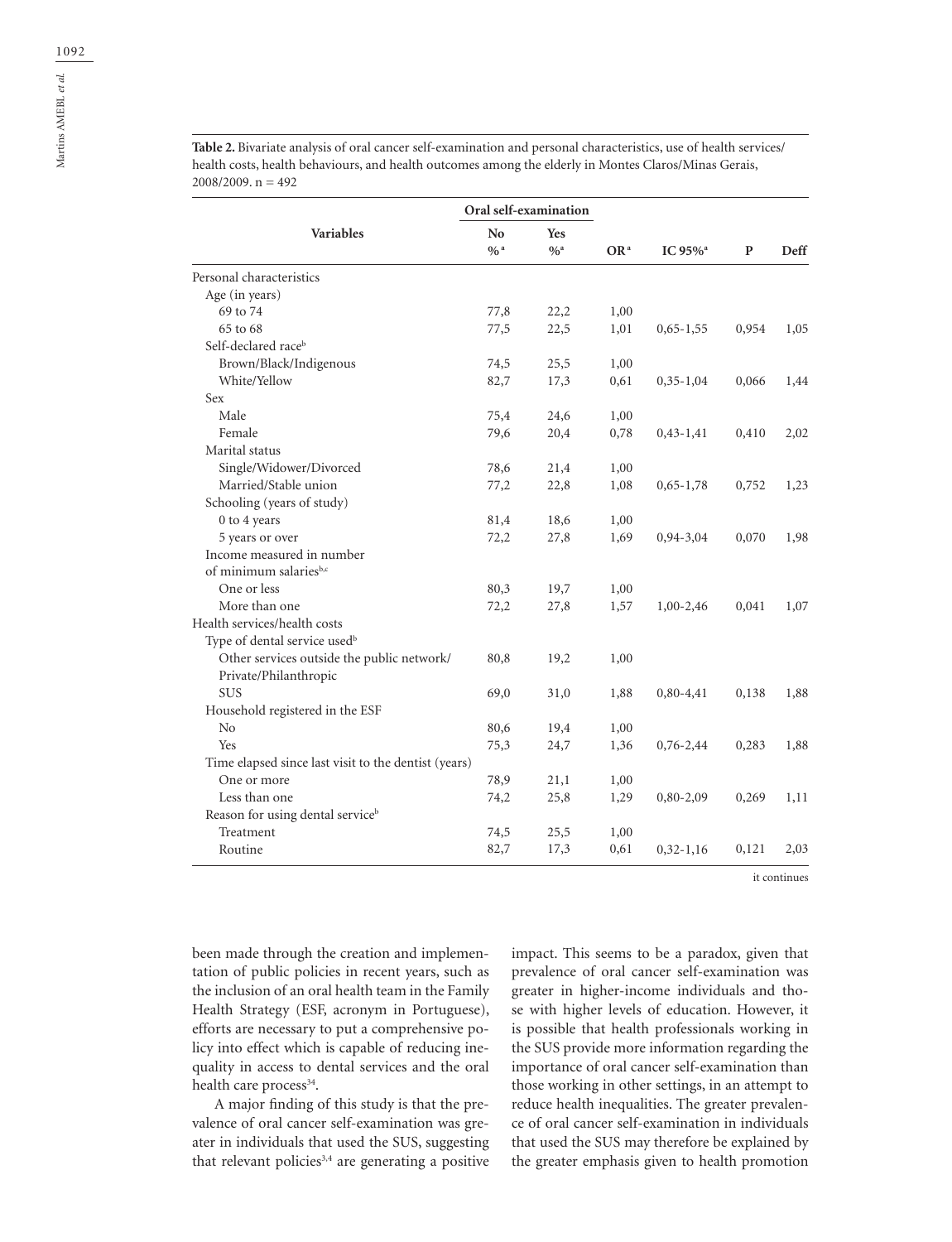**Table 2.** Bivariate analysis of oral cancer self-examination and personal characteristics, use of health services/health costs, health behaviours, and health outcomes among the elderly in Montes Claros/Minas Gerais, 2008/2009. n = 492

| Variables | Oral self-examination | | | | | |
|---|---|---|---|---|---|---|
| | No %[a] | Yes %[a] | OR[a] | IC 95%[a] | P | Deff |
| Personal characteristics | | | | | | |
| Age (in years) | | | | | | |
| 69 to 74 | 77,8 | 22,2 | 1,00 | | | |
| 65 to 68 | 77,5 | 22,5 | 1,01 | 0,65-1,55 | 0,954 | 1,05 |
| Self-declared race[b] | | | | | | |
| Brown/Black/Indigenous | 74,5 | 25,5 | 1,00 | | | |
| White/Yellow | 82,7 | 17,3 | 0,61 | 0,35-1,04 | 0,066 | 1,44 |
| Sex | | | | | | |
| Male | 75,4 | 24,6 | 1,00 | | | |
| Female | 79,6 | 20,4 | 0,78 | 0,43-1,41 | 0,410 | 2,02 |
| Marital status | | | | | | |
| Single/Widower/Divorced | 78,6 | 21,4 | 1,00 | | | |
| Married/Stable union | 77,2 | 22,8 | 1,08 | 0,65-1,78 | 0,752 | 1,23 |
| Schooling (years of study) | | | | | | |
| 0 to 4 years | 81,4 | 18,6 | 1,00 | | | |
| 5 years or over | 72,2 | 27,8 | 1,69 | 0,94-3,04 | 0,070 | 1,98 |
| Income measured in number of minimum salaries[b,c] | | | | | | |
| One or less | 80,3 | 19,7 | 1,00 | | | |
| More than one | 72,2 | 27,8 | 1,57 | 1,00-2,46 | 0,041 | 1,07 |
| Health services/health costs | | | | | | |
| Type of dental service used[b] | | | | | | |
| Other services outside the public network/ Private/Philanthropic | 80,8 | 19,2 | 1,00 | | | |
| SUS | 69,0 | 31,0 | 1,88 | 0,80-4,41 | 0,138 | 1,88 |
| Household registered in the ESF | | | | | | |
| No | 80,6 | 19,4 | 1,00 | | | |
| Yes | 75,3 | 24,7 | 1,36 | 0,76-2,44 | 0,283 | 1,88 |
| Time elapsed since last visit to the dentist (years) | | | | | | |
| One or more | 78,9 | 21,1 | 1,00 | | | |
| Less than one | 74,2 | 25,8 | 1,29 | 0,80-2,09 | 0,269 | 1,11 |
| Reason for using dental service[b] | | | | | | |
| Treatment | 74,5 | 25,5 | 1,00 | | | |
| Routine | 82,7 | 17,3 | 0,61 | 0,32-1,16 | 0,121 | 2,03 |

it continues

been made through the creation and implementation of public policies in recent years, such as the inclusion of an oral health team in the Family Health Strategy (ESF, acronym in Portuguese), efforts are necessary to put a comprehensive policy into effect which is capable of reducing inequality in access to dental services and the oral health care process[34].

A major finding of this study is that the prevalence of oral cancer self-examination was greater in individuals that used the SUS, suggesting that relevant policies[3,4] are generating a positive impact. This seems to be a paradox, given that prevalence of oral cancer self-examination was greater in higher-income individuals and those with higher levels of education. However, it is possible that health professionals working in the SUS provide more information regarding the importance of oral cancer self-examination than those working in other settings, in an attempt to reduce health inequalities. The greater prevalence of oral cancer self-examination in individuals that used the SUS may therefore be explained by the greater emphasis given to health promotion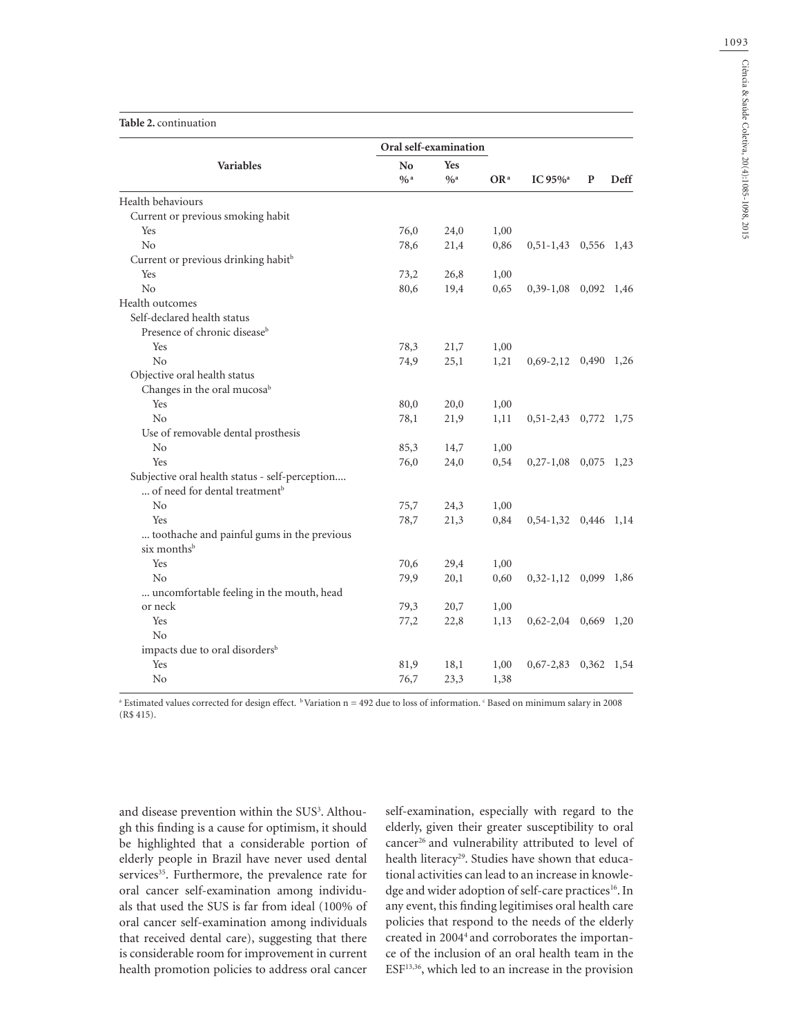**Table 2.** continuation

| Variables | Oral self-examination | | OR[a] | IC 95%[a] | P | Deff |
|---|---|---|---|---|---|---|
| | No %[a] | Yes %[a] | | | | |
| Health behaviours | | | | | | |
| Current or previous smoking habit | | | | | | |
| Yes | 76,0 | 24,0 | 1,00 | | | |
| No | 78,6 | 21,4 | 0,86 | 0,51-1,43 | 0,556 | 1,43 |
| Current or previous drinking habit[b] | | | | | | |
| Yes | 73,2 | 26,8 | 1,00 | | | |
| No | 80,6 | 19,4 | 0,65 | 0,39-1,08 | 0,092 | 1,46 |
| Health outcomes | | | | | | |
| Self-declared health status | | | | | | |
| Presence of chronic disease[b] | | | | | | |
| Yes | 78,3 | 21,7 | 1,00 | | | |
| No | 74,9 | 25,1 | 1,21 | 0,69-2,12 | 0,490 | 1,26 |
| Objective oral health status | | | | | | |
| Changes in the oral mucosa[b] | | | | | | |
| Yes | 80,0 | 20,0 | 1,00 | | | |
| No | 78,1 | 21,9 | 1,11 | 0,51-2,43 | 0,772 | 1,75 |
| Use of removable dental prosthesis | | | | | | |
| No | 85,3 | 14,7 | 1,00 | | | |
| Yes | 76,0 | 24,0 | 0,54 | 0,27-1,08 | 0,075 | 1,23 |
| Subjective oral health status - self-perception.... | | | | | | |
| ... of need for dental treatment[b] | | | | | | |
| No | 75,7 | 24,3 | 1,00 | | | |
| Yes | 78,7 | 21,3 | 0,84 | 0,54-1,32 | 0,446 | 1,14 |
| ... toothache and painful gums in the previous six months[b] | | | | | | |
| Yes | 70,6 | 29,4 | 1,00 | | | |
| No | 79,9 | 20,1 | 0,60 | 0,32-1,12 | 0,099 | 1,86 |
| ... uncomfortable feeling in the mouth, head or neck | 79,3 | 20,7 | 1,00 | | | |
| Yes | 77,2 | 22,8 | 1,13 | 0,62-2,04 | 0,669 | 1,20 |
| No | | | | | | |
| impacts due to oral disorders[b] | | | | | | |
| Yes | 81,9 | 18,1 | 1,00 | 0,67-2,83 | 0,362 | 1,54 |
| No | 76,7 | 23,3 | 1,38 | | | |

[a] Estimated values corrected for design effect. [b] Variation n = 492 due to loss of information. [c] Based on minimum salary in 2008 (R$ 415).

and disease prevention within the SUS[3]. Although this finding is a cause for optimism, it should be highlighted that a considerable portion of elderly people in Brazil have never used dental services[35]. Furthermore, the prevalence rate for oral cancer self-examination among individuals that used the SUS is far from ideal (100% of oral cancer self-examination among individuals that received dental care), suggesting that there is considerable room for improvement in current health promotion policies to address oral cancer self-examination, especially with regard to the elderly, given their greater susceptibility to oral cancer[26] and vulnerability attributed to level of health literacy[29]. Studies have shown that educational activities can lead to an increase in knowledge and wider adoption of self-care practices[16]. In any event, this finding legitimises oral health care policies that respond to the needs of the elderly created in 2004[4] and corroborates the importance of the inclusion of an oral health team in the ESF[13,36], which led to an increase in the provision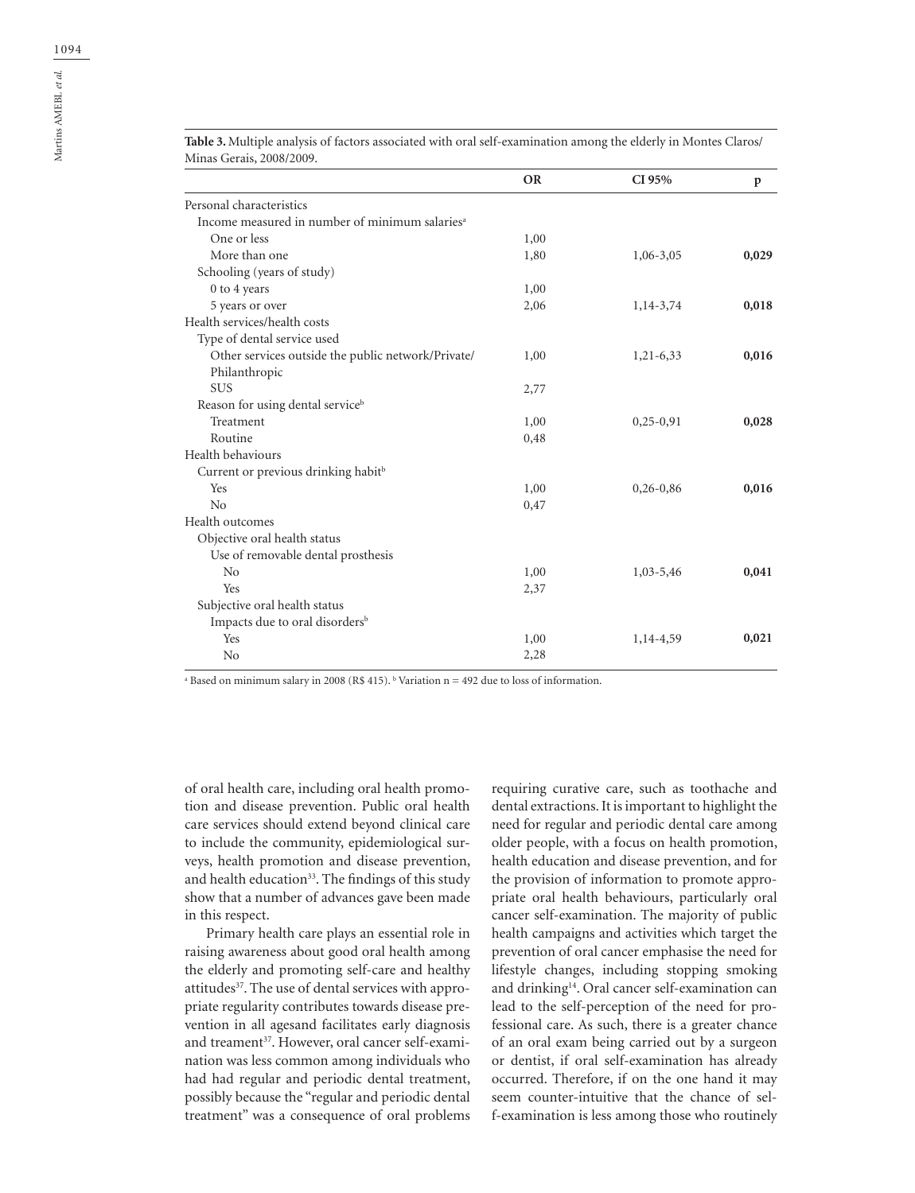**Table 3.** Multiple analysis of factors associated with oral self-examination among the elderly in Montes Claros/ Minas Gerais, 2008/2009.

| | OR | CI 95% | p |
|---|---|---|---|
| Personal characteristics | | | |
| Income measured in number of minimum salaries[a] | | | |
| One or less | 1,00 | | |
| More than one | 1,80 | 1,06-3,05 | **0,029** |
| Schooling (years of study) | | | |
| 0 to 4 years | 1,00 | | |
| 5 years or over | 2,06 | 1,14-3,74 | **0,018** |
| Health services/health costs | | | |
| Type of dental service used | | | |
| Other services outside the public network/Private/ Philanthropic | 1,00 | 1,21-6,33 | **0,016** |
| SUS | 2,77 | | |
| Reason for using dental service[b] | | | |
| Treatment | 1,00 | 0,25-0,91 | **0,028** |
| Routine | 0,48 | | |
| Health behaviours | | | |
| Current or previous drinking habit[b] | | | |
| Yes | 1,00 | 0,26-0,86 | **0,016** |
| No | 0,47 | | |
| Health outcomes | | | |
| Objective oral health status | | | |
| Use of removable dental prosthesis | | | |
| No | 1,00 | 1,03-5,46 | **0,041** |
| Yes | 2,37 | | |
| Subjective oral health status | | | |
| Impacts due to oral disorders[b] | | | |
| Yes | 1,00 | 1,14-4,59 | **0,021** |
| No | 2,28 | | |

[a] Based on minimum salary in 2008 (R$ 415). [b] Variation n = 492 due to loss of information.

of oral health care, including oral health promotion and disease prevention. Public oral health care services should extend beyond clinical care to include the community, epidemiological surveys, health promotion and disease prevention, and health education[33]. The findings of this study show that a number of advances gave been made in this respect.

Primary health care plays an essential role in raising awareness about good oral health among the elderly and promoting self-care and healthy attitudes[37]. The use of dental services with appropriate regularity contributes towards disease prevention in all agesand facilitates early diagnosis and treament[37]. However, oral cancer self-examination was less common among individuals who had had regular and periodic dental treatment, possibly because the "regular and periodic dental treatment" was a consequence of oral problems requiring curative care, such as toothache and dental extractions. It is important to highlight the need for regular and periodic dental care among older people, with a focus on health promotion, health education and disease prevention, and for the provision of information to promote appropriate oral health behaviours, particularly oral cancer self-examination. The majority of public health campaigns and activities which target the prevention of oral cancer emphasise the need for lifestyle changes, including stopping smoking and drinking[14]. Oral cancer self-examination can lead to the self-perception of the need for professional care. As such, there is a greater chance of an oral exam being carried out by a surgeon or dentist, if oral self-examination has already occurred. Therefore, if on the one hand it may seem counter-intuitive that the chance of self-examination is less among those who routinely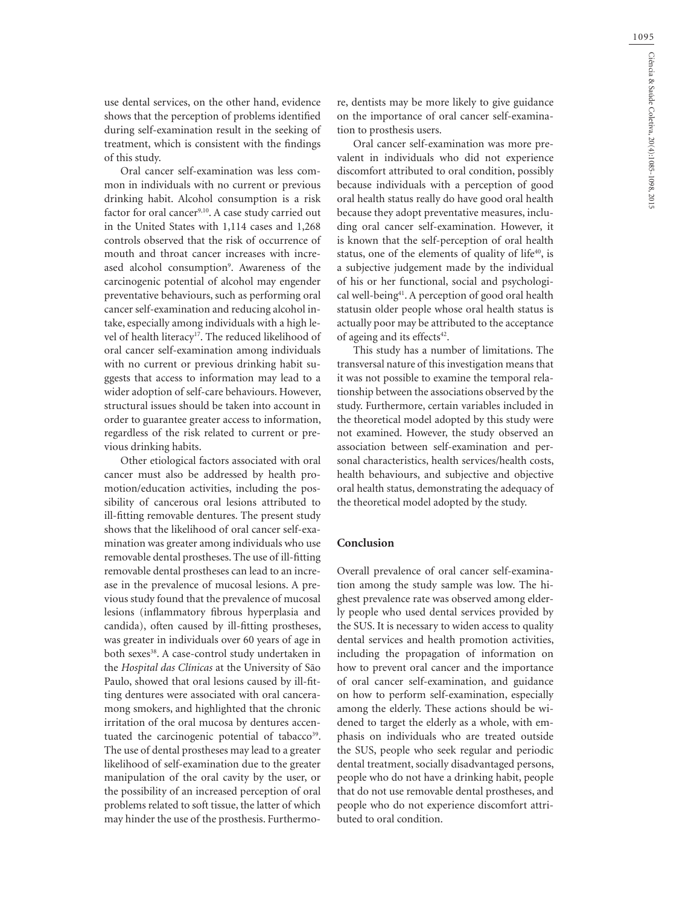use dental services, on the other hand, evidence shows that the perception of problems identified during self-examination result in the seeking of treatment, which is consistent with the findings of this study.

Oral cancer self-examination was less common in individuals with no current or previous drinking habit. Alcohol consumption is a risk factor for oral cancer[9,10]. A case study carried out in the United States with 1,114 cases and 1,268 controls observed that the risk of occurrence of mouth and throat cancer increases with increased alcohol consumption[9]. Awareness of the carcinogenic potential of alcohol may engender preventative behaviours, such as performing oral cancer self-examination and reducing alcohol intake, especially among individuals with a high level of health literacy[17]. The reduced likelihood of oral cancer self-examination among individuals with no current or previous drinking habit suggests that access to information may lead to a wider adoption of self-care behaviours. However, structural issues should be taken into account in order to guarantee greater access to information, regardless of the risk related to current or previous drinking habits.

Other etiological factors associated with oral cancer must also be addressed by health promotion/education activities, including the possibility of cancerous oral lesions attributed to ill-fitting removable dentures. The present study shows that the likelihood of oral cancer self-examination was greater among individuals who use removable dental prostheses. The use of ill-fitting removable dental prostheses can lead to an increase in the prevalence of mucosal lesions. A previous study found that the prevalence of mucosal lesions (inflammatory fibrous hyperplasia and candida), often caused by ill-fitting prostheses, was greater in individuals over 60 years of age in both sexes[38]. A case-control study undertaken in the *Hospital das Clínicas* at the University of São Paulo, showed that oral lesions caused by ill-fitting dentures were associated with oral canceramong smokers, and highlighted that the chronic irritation of the oral mucosa by dentures accentuated the carcinogenic potential of tabacco[39]. The use of dental prostheses may lead to a greater likelihood of self-examination due to the greater manipulation of the oral cavity by the user, or the possibility of an increased perception of oral problems related to soft tissue, the latter of which may hinder the use of the prosthesis. Furthermore, dentists may be more likely to give guidance on the importance of oral cancer self-examination to prosthesis users.

Oral cancer self-examination was more prevalent in individuals who did not experience discomfort attributed to oral condition, possibly because individuals with a perception of good oral health status really do have good oral health because they adopt preventative measures, including oral cancer self-examination. However, it is known that the self-perception of oral health status, one of the elements of quality of life[40], is a subjective judgement made by the individual of his or her functional, social and psychological well-being[41]. A perception of good oral health statusin older people whose oral health status is actually poor may be attributed to the acceptance of ageing and its effects[42].

This study has a number of limitations. The transversal nature of this investigation means that it was not possible to examine the temporal relationship between the associations observed by the study. Furthermore, certain variables included in the theoretical model adopted by this study were not examined. However, the study observed an association between self-examination and personal characteristics, health services/health costs, health behaviours, and subjective and objective oral health status, demonstrating the adequacy of the theoretical model adopted by the study.

## Conclusion

Overall prevalence of oral cancer self-examination among the study sample was low. The highest prevalence rate was observed among elderly people who used dental services provided by the SUS. It is necessary to widen access to quality dental services and health promotion activities, including the propagation of information on how to prevent oral cancer and the importance of oral cancer self-examination, and guidance on how to perform self-examination, especially among the elderly. These actions should be widened to target the elderly as a whole, with emphasis on individuals who are treated outside the SUS, people who seek regular and periodic dental treatment, socially disadvantaged persons, people who do not have a drinking habit, people that do not use removable dental prostheses, and people who do not experience discomfort attributed to oral condition.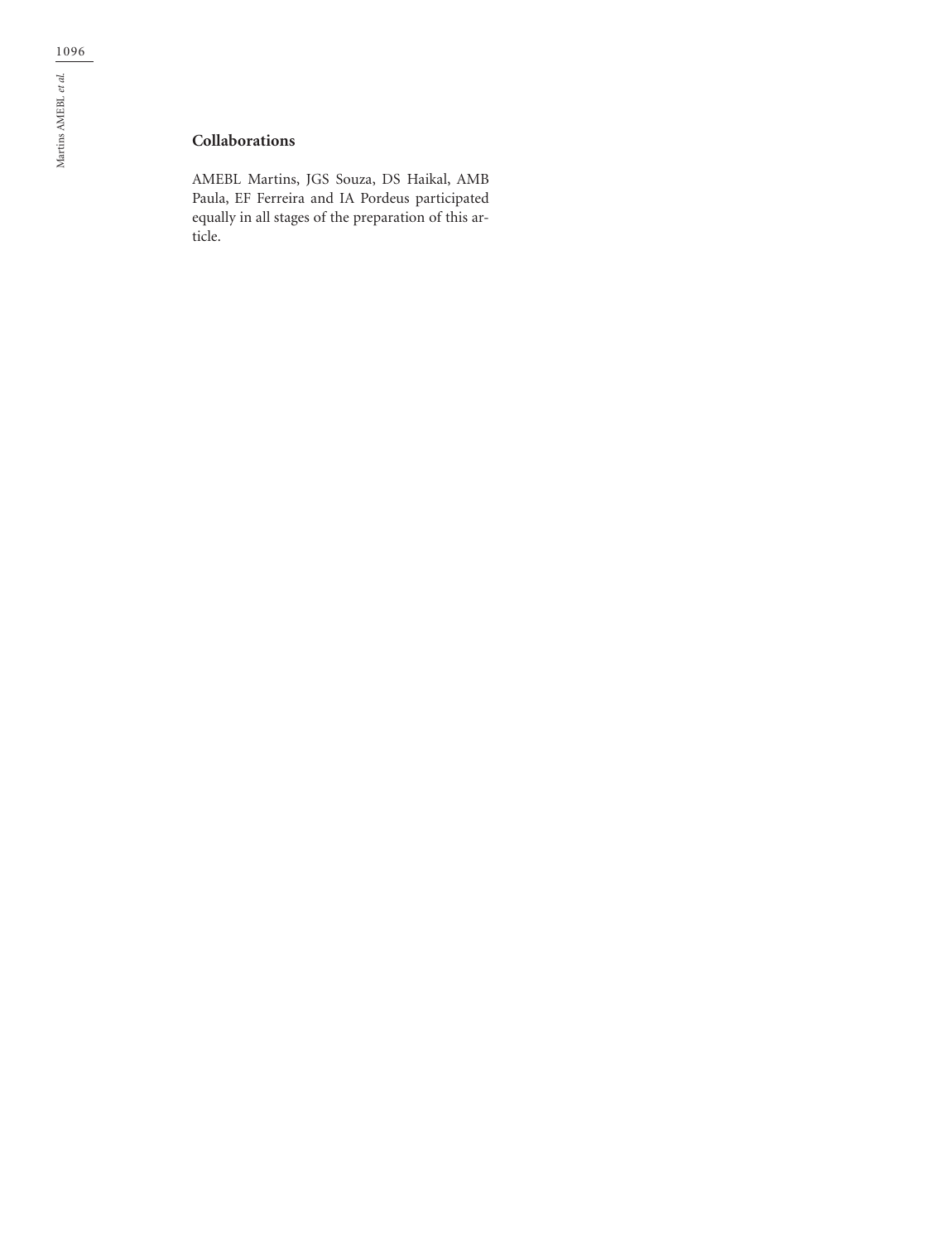## Collaborations

AMEBL Martins, JGS Souza, DS Haikal, AMB Paula, EF Ferreira and IA Pordeus participated equally in all stages of the preparation of this article.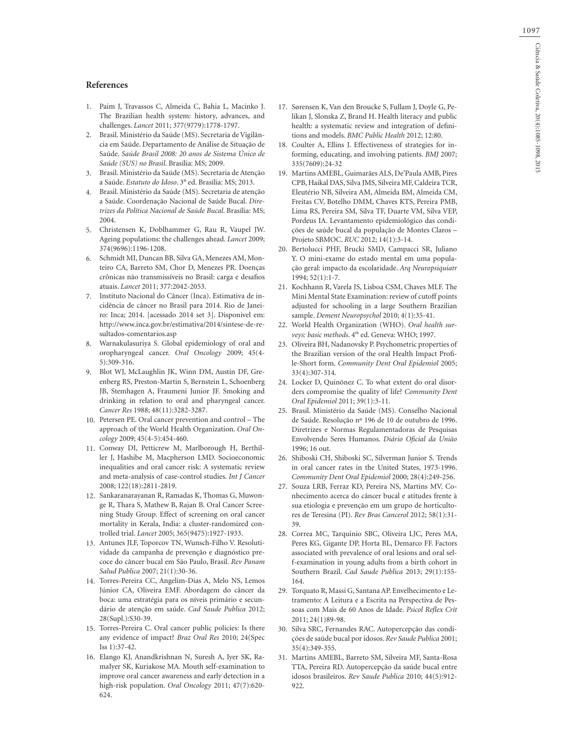## References

1. Paim J, Travassos C, Almeida C, Bahia L, Macinko J. The Brazilian health system: history, advances, and challenges. *Lancet* 2011; 377(9779):1778-1797.
2. Brasil. Ministério da Saúde (MS). Secretaria de Vigilância em Saúde. Departamento de Análise de Situação de Saúde. *Saúde Brasil 2008: 20 anos de Sistema Único de Saúde (SUS) no Brasil*. Brasília: MS; 2009.
3. Brasil. Ministério da Saúde (MS). Secretaria de Atenção a Saúde. *Estatuto do Idoso*. 3º ed. Brasília: MS; 2013.
4. Brasil. Ministério da Saúde (MS). Secretaria de atenção a Saúde. Coordenação Nacional de Saúde Bucal. *Diretrizes da Política Nacional de Saúde Bucal*. Brasília: MS; 2004.
5. Christensen K, Doblhammer G, Rau R, Vaupel JW. Ageing populations: the challenges ahead. *Lancet* 2009; 374(9696):1196-1208.
6. Schmidt MI, Duncan BB, Silva GA, Menezes AM, Monteiro CA, Barreto SM, Chor D, Menezes PR. Doenças crônicas não transmissíveis no Brasil: carga e desafios atuais. *Lancet* 2011; 377:2042-2053.
7. Instituto Nacional do Câncer (Inca). Estimativa de incidência de câncer no Brasil para 2014. Rio de Janeiro: Inca; 2014. [acessado 2014 set 3]. Disponivel em: http://www.inca.gov.br/estimativa/2014/sintese-de-resultados-comentarios.asp
8. Warnakulasuriya S. Global epidemiology of oral and oropharyngeal cancer. *Oral Oncology* 2009; 45(4-5):309-316.
9. Blot WJ, McLaughlin JK, Winn DM, Austin DF, Greenberg RS, Preston-Martin S, Bernstein L, Schoenberg JB, Stemhagen A, Fraumeni Junior JF. Smoking and drinking in relation to oral and pharyngeal cancer. *Cancer Res* 1988; 48(11):3282-3287.
10. Petersen PE. Oral cancer prevention and control – The approach of the World Health Organization. *Oral Oncology* 2009; 45(4-5):454-460.
11. Conway DI, Petticrew M, Marlborough H, Berthiller J, Hashibe M, Macpherson LMD. Socioeconomic inequalities and oral cancer risk: A systematic review and meta-analysis of case-control studies. *Int J Cancer* 2008; 122(18):2811-2819.
12. Sankaranarayanan R, Ramadas K, Thomas G, Muwonge R, Thara S, Mathew B, Rajan B. Oral Cancer Screening Study Group. Effect of screening on oral cancer mortality in Kerala, India: a cluster-randomized controlled trial. *Lancet* 2005; 365(9475):1927-1933.
13. Antunes JLF, Toporcov TN, Wunsch-Filho V. Resolutividade da campanha de prevenção e diagnóstico precoce do câncer bucal em São Paulo, Brasil. *Rev Panam Salud Publica* 2007; 21(1):30-36.
14. Torres-Pereira CC, Angelim-Dias A, Melo NS, Lemos Júnior CA, Oliveira EMF. Abordagem do câncer da boca: uma estratégia para os níveis primário e secundário de atenção em saúde. *Cad Saude Publica* 2012; 28(Supl.):S30-39.
15. Torres-Pereira C. Oral cancer public policies: Is there any evidence of impact? *Braz Oral Res* 2010; 24(Spec Iss 1):37-42.
16. Elango KJ, Anandkrishnan N, Suresh A, Iyer SK, RamaIyer SK, Kuriakose MA. Mouth self-examination to improve oral cancer awareness and early detection in a high-risk population. *Oral Oncology* 2011; 47(7):620-624.
17. Sørensen K, Van den Broucke S, Fullam J, Doyle G, Pelikan J, Slonska Z, Brand H. Health literacy and public health: a systematic review and integration of definitions and models. *BMC Public Health* 2012; 12:80.
18. Coulter A, Ellins J. Effectiveness of strategies for informing, educating, and involving patients. *BMJ* 2007; 335(7609):24-32
19. Martins AMEBL, Guimarães ALS, De'Paula AMB, Pires CPB, Haikal DAS, Silva JMS, Silveira MF, Caldeira TCR, Eleutério NB, Silveira AM, Almeida BM, Almeida CM, Freitas CV, Botelho DMM, Chaves KTS, Pereira PMB, Lima RS, Pereira SM, Silva TF, Duarte VM, Silva VEP, Pordeus IA. Levantamento epidemiológico das condições de saúde bucal da população de Montes Claros – Projeto SBMOC. *RUC* 2012; 14(1):3-14.
20. Bertolucci PHF, Brucki SMD, Campacci SR, Juliano Y. O mini-exame do estado mental em uma população geral: impacto da escolaridade. *Arq Neuropsiquiatr* 1994; 52(1):1-7.
21. Kochhann R, Varela JS, Lisboa CSM, Chaves MLF. The Mini Mental State Examination: review of cutoff points adjusted for schooling in a large Southern Brazilian sample. *Dement Neuropsychol* 2010; 4(1):35-41.
22. World Health Organization (WHO). *Oral health surveys: basic methods*. 4th ed. Geneva: WHO; 1997.
23. Oliveira BH, Nadanovsky P. Psychometric properties of the Brazilian version of the oral Health Impact Profile-Short form. *Community Dent Oral Epidemiol* 2005; 33(4):307-314.
24. Locker D, Quiñonez C. To what extent do oral disorders compromise the quality of life? *Community Dent Oral Epidemiol* 2011; 39(1):3-11.
25. Brasil. Ministério da Saúde (MS). Conselho Nacional de Saúde. Resolução nº 196 de 10 de outubro de 1996. Diretrizes e Normas Regulamentadoras de Pesquisas Envolvendo Seres Humanos. *Diário Oficial da União* 1996; 16 out.
26. Shiboski CH, Shiboski SC, Silverman Junior S. Trends in oral cancer rates in the United States, 1973-1996. *Community Dent Oral Epidemiol* 2000; 28(4):249-256.
27. Souza LRB, Ferraz KD, Pereira NS, Martins MV. Conhecimento acerca do câncer bucal e atitudes frente à sua etiologia e prevenção em um grupo de horticultores de Teresina (PI). *Rev Bras Cancerol* 2012; 58(1):31-39.
28. Correa MC, Tarquinio SBC, Oliveira LJC, Peres MA, Peres KG, Gigante DP, Horta BL, Demarco FF. Factors associated with prevalence of oral lesions and oral self-examination in young adults from a birth cohort in Southern Brazil. *Cad Saude Publica* 2013; 29(1):155-164.
29. Torquato R, Massi G, Santana AP. Envelhecimento e Letramento: A Leitura e a Escrita na Perspectiva de Pessoas com Mais de 60 Anos de Idade. *Psicol Reflex Crít* 2011; 24(1)89-98.
30. Silva SRC, Fernandes RAC. Autopercepção das condições de saúde bucal por idosos. *Rev Saude Publica* 2001; 35(4):349-355.
31. Martins AMEBL, Barreto SM, Silveira MF, Santa-Rosa TTA, Pereira RD. Autopercepção da saúde bucal entre idosos brasileiros. *Rev Saude Publica* 2010; 44(5):912-922.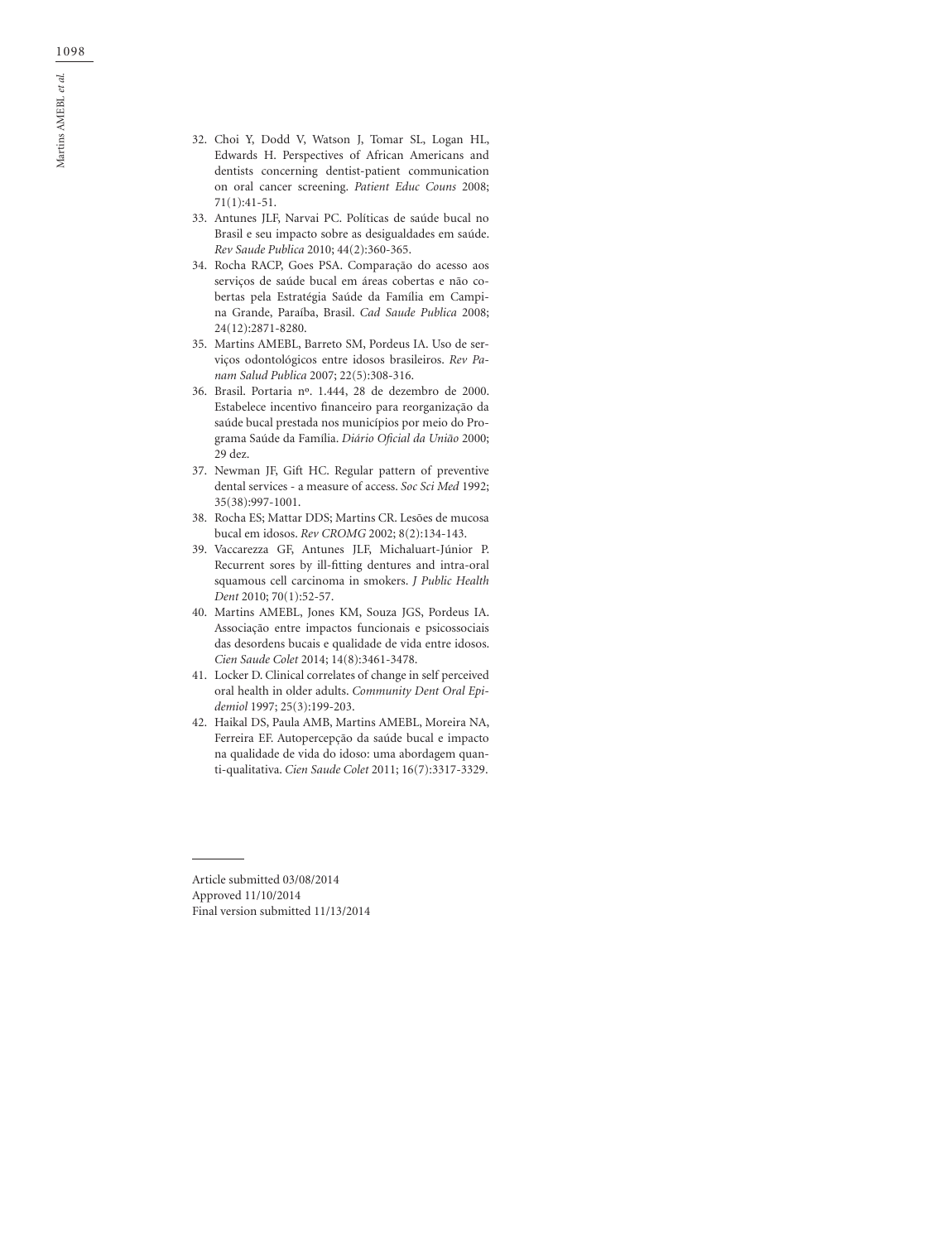32. Choi Y, Dodd V, Watson J, Tomar SL, Logan HL, Edwards H. Perspectives of African Americans and dentists concerning dentist-patient communication on oral cancer screening. *Patient Educ Couns* 2008; 71(1):41-51.
33. Antunes JLF, Narvai PC. Políticas de saúde bucal no Brasil e seu impacto sobre as desigualdades em saúde. *Rev Saude Publica* 2010; 44(2):360-365.
34. Rocha RACP, Goes PSA. Comparação do acesso aos serviços de saúde bucal em áreas cobertas e não cobertas pela Estratégia Saúde da Família em Campina Grande, Paraíba, Brasil. *Cad Saude Publica* 2008; 24(12):2871-8280.
35. Martins AMEBL, Barreto SM, Pordeus IA. Uso de serviços odontológicos entre idosos brasileiros. *Rev Panam Salud Publica* 2007; 22(5):308-316.
36. Brasil. Portaria nº. 1.444, 28 de dezembro de 2000. Estabelece incentivo financeiro para reorganização da saúde bucal prestada nos municípios por meio do Programa Saúde da Família. *Diário Oficial da União* 2000; 29 dez.
37. Newman JF, Gift HC. Regular pattern of preventive dental services - a measure of access. *Soc Sci Med* 1992; 35(38):997-1001.
38. Rocha ES; Mattar DDS; Martins CR. Lesões de mucosa bucal em idosos. *Rev CROMG* 2002; 8(2):134-143.
39. Vaccarezza GF, Antunes JLF, Michaluart-Júnior P. Recurrent sores by ill-fitting dentures and intra-oral squamous cell carcinoma in smokers. *J Public Health Dent* 2010; 70(1):52-57.
40. Martins AMEBL, Jones KM, Souza JGS, Pordeus IA. Associação entre impactos funcionais e psicossociais das desordens bucais e qualidade de vida entre idosos. *Cien Saude Colet* 2014; 14(8):3461-3478.
41. Locker D. Clinical correlates of change in self perceived oral health in older adults. *Community Dent Oral Epidemiol* 1997; 25(3):199-203.
42. Haikal DS, Paula AMB, Martins AMEBL, Moreira NA, Ferreira EF. Autopercepção da saúde bucal e impacto na qualidade de vida do idoso: uma abordagem quanti-qualitativa. *Cien Saude Colet* 2011; 16(7):3317-3329.

---

Article submitted 03/08/2014
Approved 11/10/2014
Final version submitted 11/13/2014